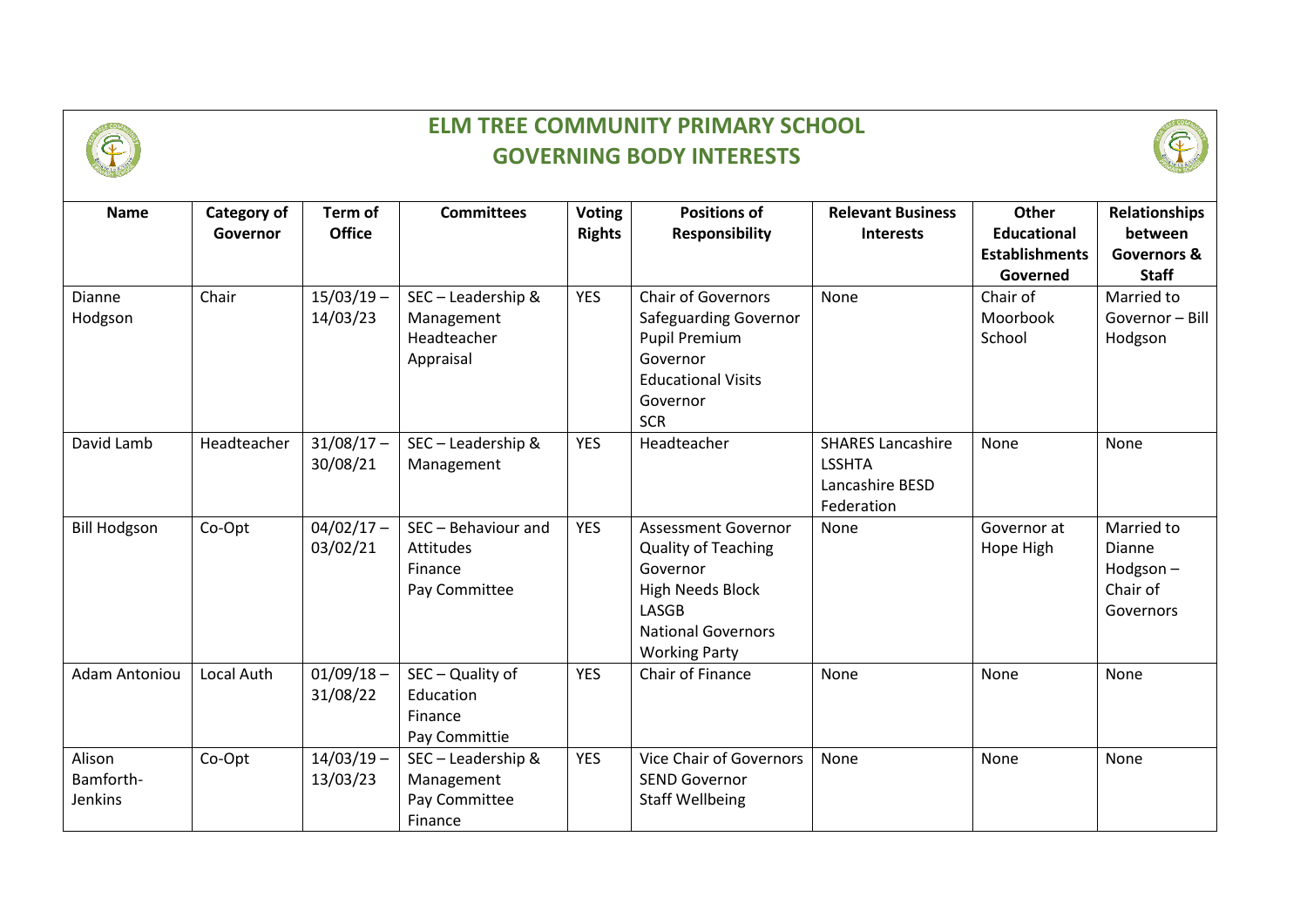# ELM TREE COMMUNITY PRIMARY SCHOOL
## GOVERNING BODY INTERESTS

| Name | Category of Governor | Term of Office | Committees | Voting Rights | Positions of Responsibility | Relevant Business Interests | Other Educational Establishments Governed | Relationships between Governors & Staff |
|---|---|---|---|---|---|---|---|---|
| Dianne Hodgson | Chair | 15/03/19 – 14/03/23 | SEC – Leadership & Management<br>Headteacher Appraisal | YES | Chair of Governors<br>Safeguarding Governor<br>Pupil Premium Governor<br>Educational Visits Governor<br>SCR | None | Chair of Moorbook School | Married to Governor – Bill Hodgson |
| David Lamb | Headteacher | 31/08/17 – 30/08/21 | SEC – Leadership & Management | YES | Headteacher | SHARES Lancashire<br>LSSHTA<br>Lancashire BESD Federation | None | None |
| Bill Hodgson | Co-Opt | 04/02/17 – 03/02/21 | SEC – Behaviour and Attitudes<br>Finance<br>Pay Committee | YES | Assessment Governor<br>Quality of Teaching Governor<br>High Needs Block<br>LASGB<br>National Governors Working Party | None | Governor at Hope High | Married to Dianne Hodgson – Chair of Governors |
| Adam Antoniou | Local Auth | 01/09/18 – 31/08/22 | SEC – Quality of Education<br>Finance<br>Pay Committie | YES | Chair of Finance | None | None | None |
| Alison Bamforth-Jenkins | Co-Opt | 14/03/19 – 13/03/23 | SEC – Leadership & Management<br>Pay Committee<br>Finance | YES | Vice Chair of Governors<br>SEND Governor<br>Staff Wellbeing | None | None | None |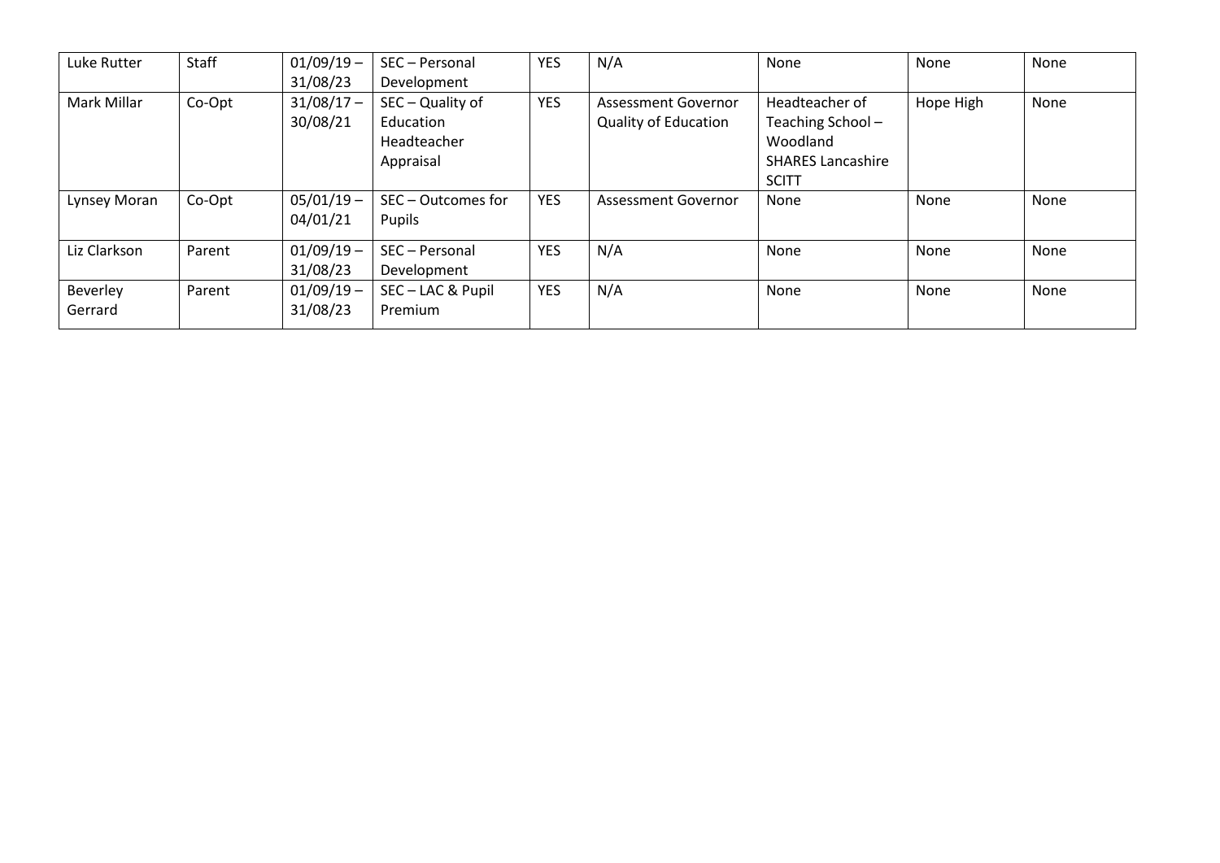| | | | | | | | | |
|---|---|---|---|---|---|---|---|---|
| Luke Rutter | Staff | 01/09/19 – 31/08/23 | SEC – Personal Development | YES | N/A | None | None | None |
| Mark Millar | Co-Opt | 31/08/17 – 30/08/21 | SEC – Quality of Education Headteacher Appraisal | YES | Assessment Governor Quality of Education | Headteacher of Teaching School – Woodland SHARES Lancashire SCITT | Hope High | None |
| Lynsey Moran | Co-Opt | 05/01/19 – 04/01/21 | SEC – Outcomes for Pupils | YES | Assessment Governor | None | None | None |
| Liz Clarkson | Parent | 01/09/19 – 31/08/23 | SEC – Personal Development | YES | N/A | None | None | None |
| Beverley Gerrard | Parent | 01/09/19 – 31/08/23 | SEC – LAC & Pupil Premium | YES | N/A | None | None | None |